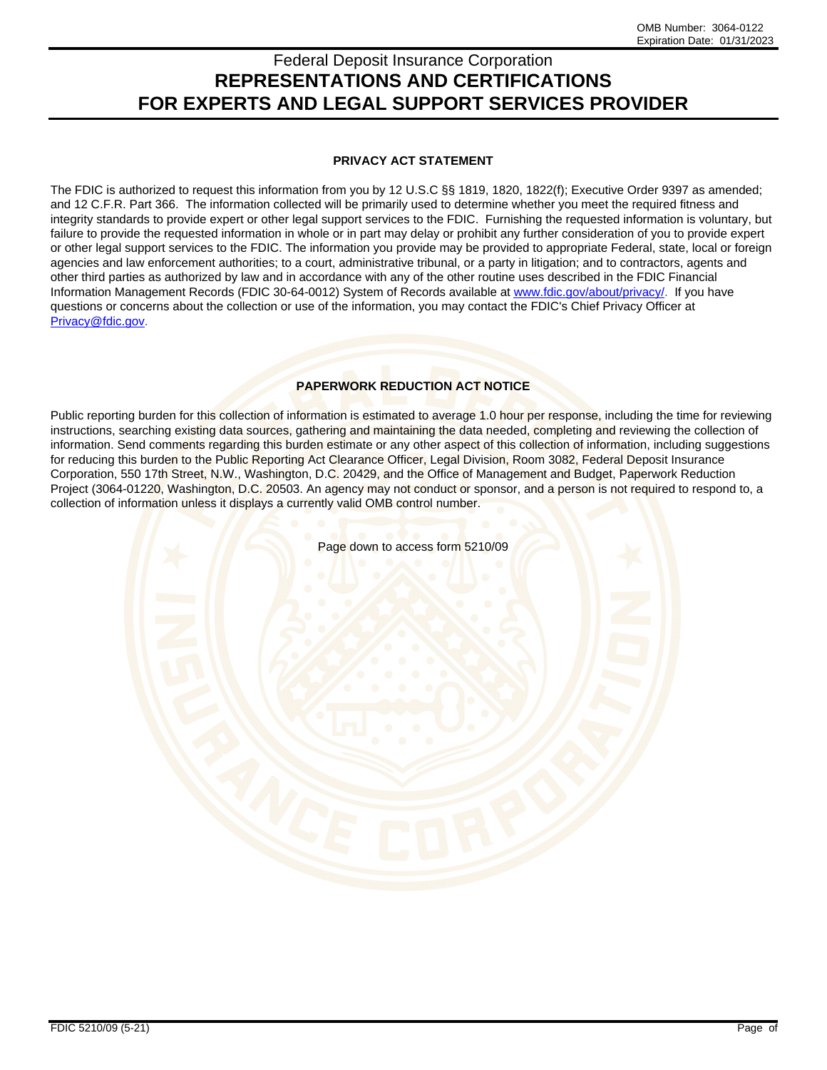OMB Number: 3064-0122
Expiration Date: 01/31/2023

# Federal Deposit Insurance Corporation
# REPRESENTATIONS AND CERTIFICATIONS FOR EXPERTS AND LEGAL SUPPORT SERVICES PROVIDER

## PRIVACY ACT STATEMENT

The FDIC is authorized to request this information from you by 12 U.S.C §§ 1819, 1820, 1822(f); Executive Order 9397 as amended; and 12 C.F.R. Part 366. The information collected will be primarily used to determine whether you meet the required fitness and integrity standards to provide expert or other legal support services to the FDIC. Furnishing the requested information is voluntary, but failure to provide the requested information in whole or in part may delay or prohibit any further consideration of you to provide expert or other legal support services to the FDIC. The information you provide may be provided to appropriate Federal, state, local or foreign agencies and law enforcement authorities; to a court, administrative tribunal, or a party in litigation; and to contractors, agents and other third parties as authorized by law and in accordance with any of the other routine uses described in the FDIC Financial Information Management Records (FDIC 30-64-0012) System of Records available at www.fdic.gov/about/privacy/. If you have questions or concerns about the collection or use of the information, you may contact the FDIC's Chief Privacy Officer at Privacy@fdic.gov.

## PAPERWORK REDUCTION ACT NOTICE

Public reporting burden for this collection of information is estimated to average 1.0 hour per response, including the time for reviewing instructions, searching existing data sources, gathering and maintaining the data needed, completing and reviewing the collection of information. Send comments regarding this burden estimate or any other aspect of this collection of information, including suggestions for reducing this burden to the Public Reporting Act Clearance Officer, Legal Division, Room 3082, Federal Deposit Insurance Corporation, 550 17th Street, N.W., Washington, D.C. 20429, and the Office of Management and Budget, Paperwork Reduction Project (3064-01220, Washington, D.C. 20503. An agency may not conduct or sponsor, and a person is not required to respond to, a collection of information unless it displays a currently valid OMB control number.

Page down to access form 5210/09

FDIC 5210/09 (5-21)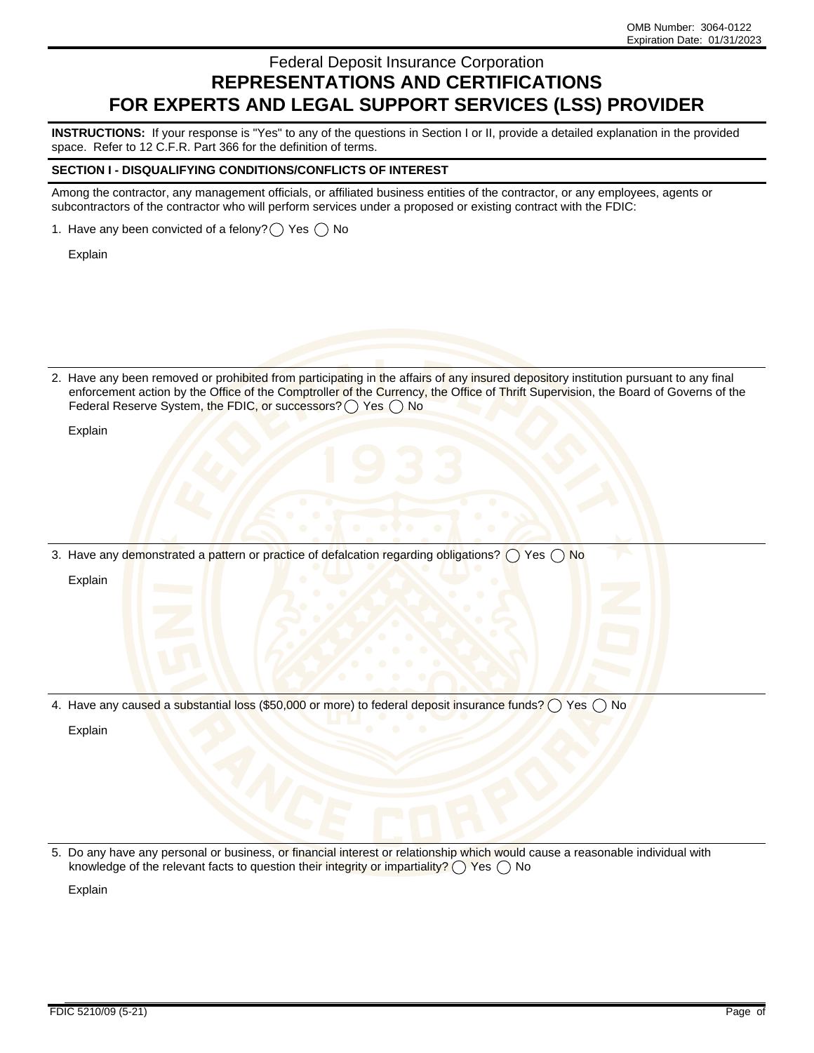OMB Number: 3064-0122
Expiration Date: 01/31/2023

# Federal Deposit Insurance Corporation
# REPRESENTATIONS AND CERTIFICATIONS FOR EXPERTS AND LEGAL SUPPORT SERVICES (LSS) PROVIDER

**INSTRUCTIONS:** If your response is "Yes" to any of the questions in Section I or II, provide a detailed explanation in the provided space. Refer to 12 C.F.R. Part 366 for the definition of terms.

## SECTION I - DISQUALIFYING CONDITIONS/CONFLICTS OF INTEREST

Among the contractor, any management officials, or affiliated business entities of the contractor, or any employees, agents or subcontractors of the contractor who will perform services under a proposed or existing contract with the FDIC:

1. Have any been convicted of a felony? ◯ Yes ◯ No

   Explain

2. Have any been removed or prohibited from participating in the affairs of any insured depository institution pursuant to any final enforcement action by the Office of the Comptroller of the Currency, the Office of Thrift Supervision, the Board of Governs of the Federal Reserve System, the FDIC, or successors? ◯ Yes ◯ No

   Explain

3. Have any demonstrated a pattern or practice of defalcation regarding obligations? ◯ Yes ◯ No

   Explain

4. Have any caused a substantial loss ($50,000 or more) to federal deposit insurance funds? ◯ Yes ◯ No

   Explain

5. Do any have any personal or business, or financial interest or relationship which would cause a reasonable individual with knowledge of the relevant facts to question their integrity or impartiality? ◯ Yes ◯ No

   Explain

FDIC 5210/09 (5-21)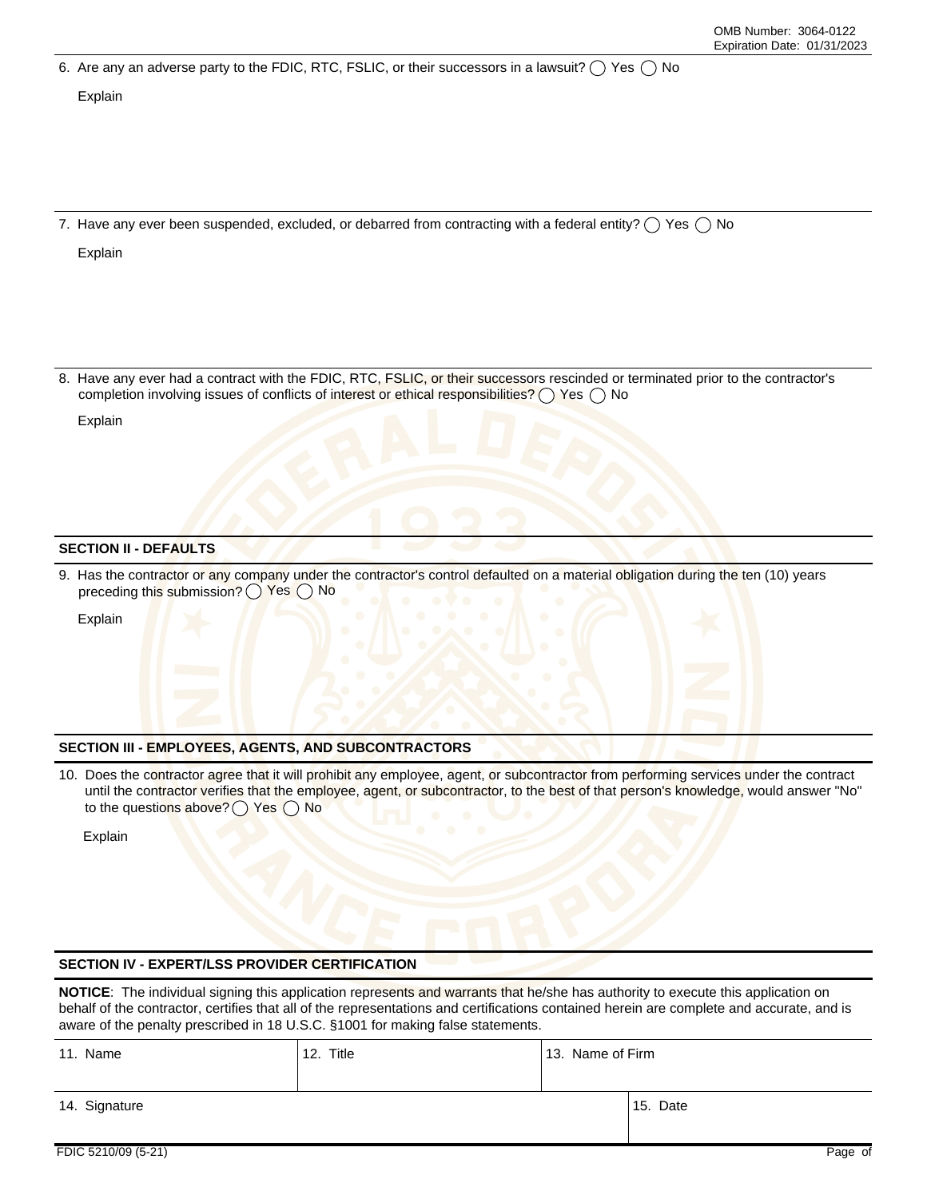6. Are any an adverse party to the FDIC, RTC, FSLIC, or their successors in a lawsuit? ◯ Yes ◯ No

Explain

7. Have any ever been suspended, excluded, or debarred from contracting with a federal entity? ◯ Yes ◯ No

Explain

8. Have any ever had a contract with the FDIC, RTC, FSLIC, or their successors rescinded or terminated prior to the contractor's completion involving issues of conflicts of interest or ethical responsibilities? ◯ Yes ◯ No

Explain

**SECTION II - DEFAULTS**

9. Has the contractor or any company under the contractor's control defaulted on a material obligation during the ten (10) years preceding this submission? ◯ Yes ◯ No

Explain

**SECTION III - EMPLOYEES, AGENTS, AND SUBCONTRACTORS**

10. Does the contractor agree that it will prohibit any employee, agent, or subcontractor from performing services under the contract until the contractor verifies that the employee, agent, or subcontractor, to the best of that person's knowledge, would answer "No" to the questions above? ◯ Yes ◯ No

Explain

**SECTION IV - EXPERT/LSS PROVIDER CERTIFICATION**

**NOTICE**: The individual signing this application represents and warrants that he/she has authority to execute this application on behalf of the contractor, certifies that all of the representations and certifications contained herein are complete and accurate, and is aware of the penalty prescribed in 18 U.S.C. §1001 for making false statements.

| | | |
|---|---|---|
| 11. Name | 12. Title | 13. Name of Firm |
| 14. Signature | | 15. Date |

FDIC 5210/09 (5-21)